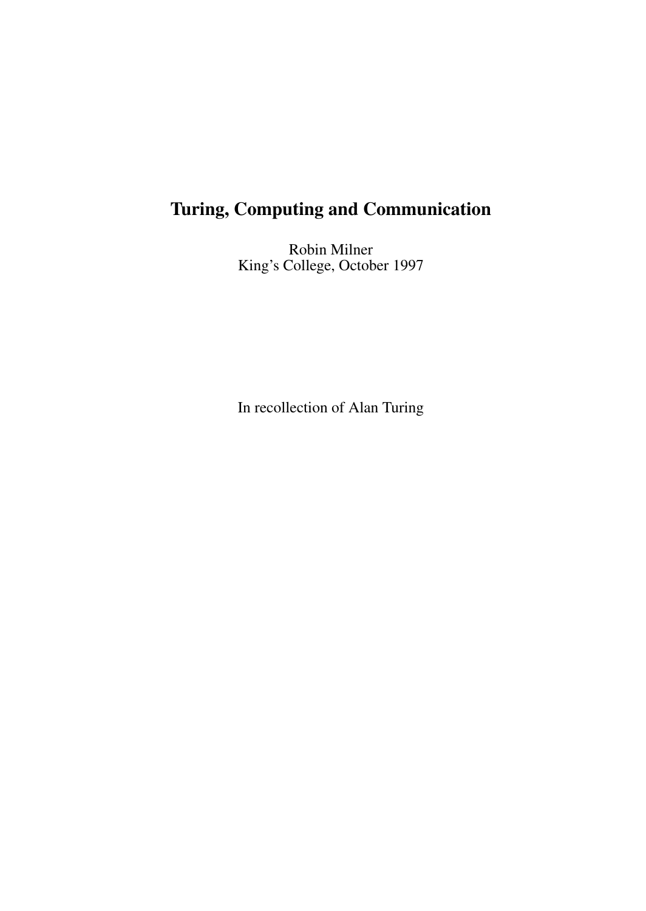# Turing, Computing and Communication

Robin Milner
King's College, October 1997

In recollection of Alan Turing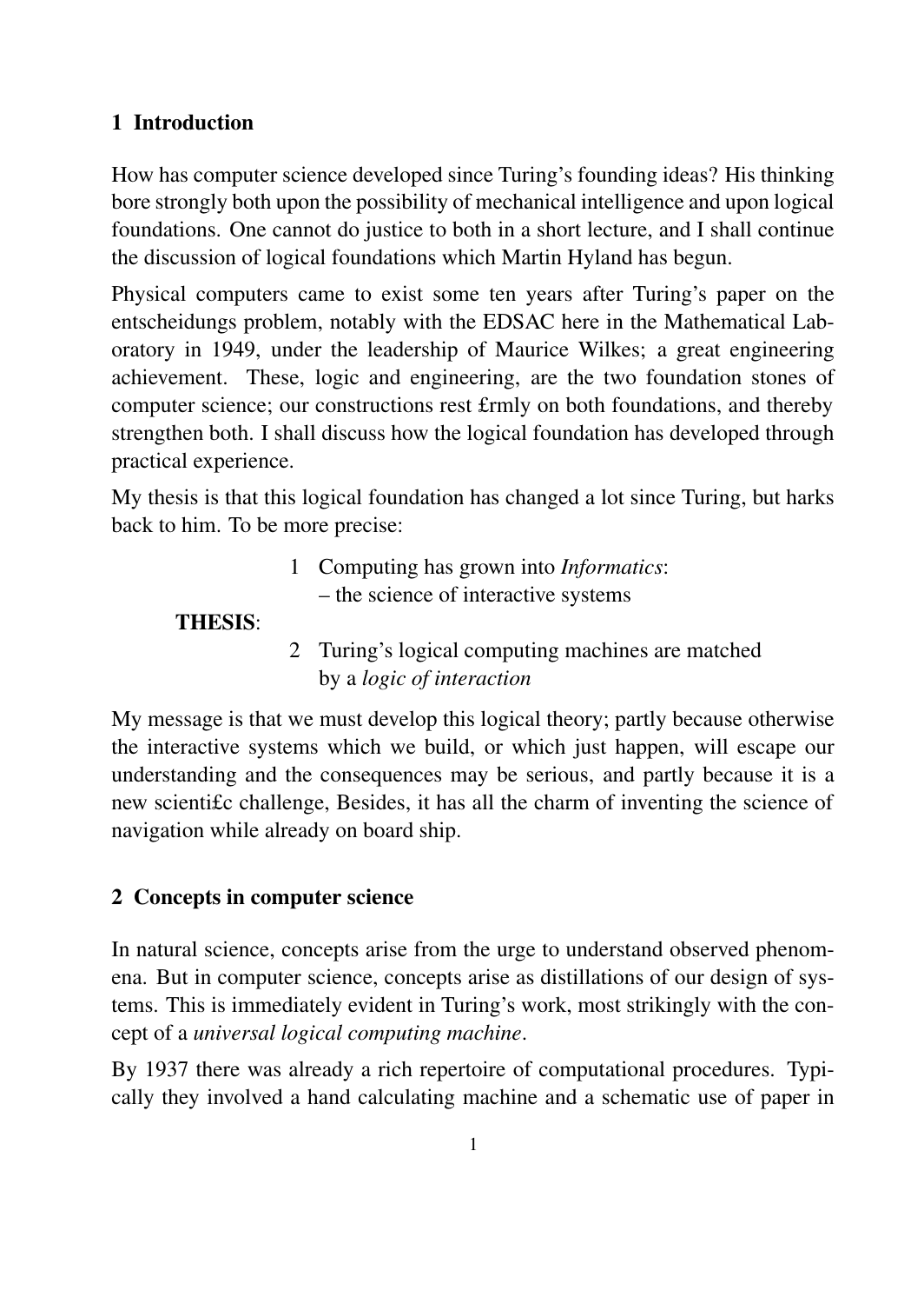## 1 Introduction

How has computer science developed since Turing's founding ideas? His thinking bore strongly both upon the possibility of mechanical intelligence and upon logical foundations. One cannot do justice to both in a short lecture, and I shall continue the discussion of logical foundations which Martin Hyland has begun.

Physical computers came to exist some ten years after Turing's paper on the entscheidungs problem, notably with the EDSAC here in the Mathematical Laboratory in 1949, under the leadership of Maurice Wilkes; a great engineering achievement. These, logic and engineering, are the two foundation stones of computer science; our constructions rest £rmly on both foundations, and thereby strengthen both. I shall discuss how the logical foundation has developed through practical experience.

My thesis is that this logical foundation has changed a lot since Turing, but harks back to him. To be more precise:

**THESIS**:

1. Computing has grown into *Informatics*:
   – the science of interactive systems
2. Turing's logical computing machines are matched by a *logic of interaction*

My message is that we must develop this logical theory; partly because otherwise the interactive systems which we build, or which just happen, will escape our understanding and the consequences may be serious, and partly because it is a new scienti£c challenge, Besides, it has all the charm of inventing the science of navigation while already on board ship.

## 2 Concepts in computer science

In natural science, concepts arise from the urge to understand observed phenomena. But in computer science, concepts arise as distillations of our design of systems. This is immediately evident in Turing's work, most strikingly with the concept of a *universal logical computing machine*.

By 1937 there was already a rich repertoire of computational procedures. Typically they involved a hand calculating machine and a schematic use of paper in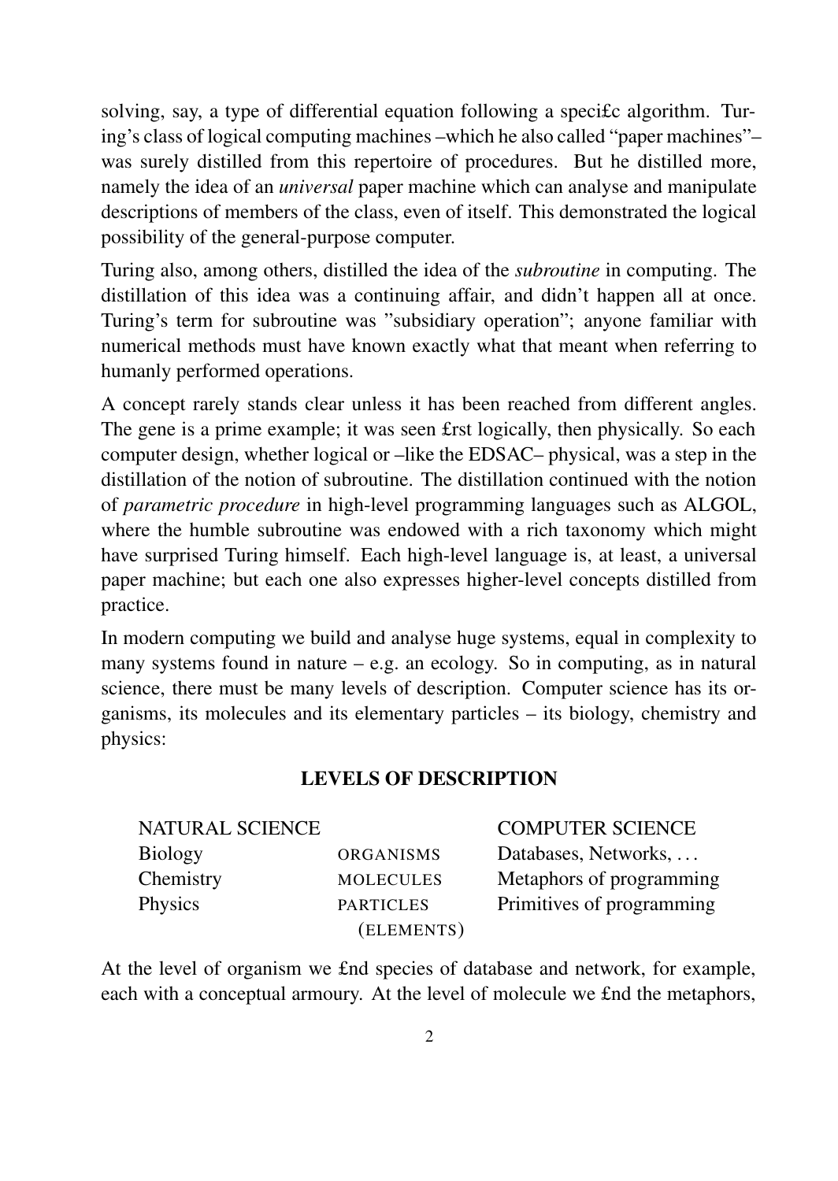solving, say, a type of differential equation following a speci£c algorithm. Turing's class of logical computing machines –which he also called "paper machines"– was surely distilled from this repertoire of procedures. But he distilled more, namely the idea of an *universal* paper machine which can analyse and manipulate descriptions of members of the class, even of itself. This demonstrated the logical possibility of the general-purpose computer.

Turing also, among others, distilled the idea of the *subroutine* in computing. The distillation of this idea was a continuing affair, and didn't happen all at once. Turing's term for subroutine was "subsidiary operation"; anyone familiar with numerical methods must have known exactly what that meant when referring to humanly performed operations.

A concept rarely stands clear unless it has been reached from different angles. The gene is a prime example; it was seen £rst logically, then physically. So each computer design, whether logical or –like the EDSAC– physical, was a step in the distillation of the notion of subroutine. The distillation continued with the notion of *parametric procedure* in high-level programming languages such as ALGOL, where the humble subroutine was endowed with a rich taxonomy which might have surprised Turing himself. Each high-level language is, at least, a universal paper machine; but each one also expresses higher-level concepts distilled from practice.

In modern computing we build and analyse huge systems, equal in complexity to many systems found in nature – e.g. an ecology. So in computing, as in natural science, there must be many levels of description. Computer science has its organisms, its molecules and its elementary particles – its biology, chemistry and physics:

**LEVELS OF DESCRIPTION**

| NATURAL SCIENCE | | COMPUTER SCIENCE |
|---|---|---|
| Biology | ORGANISMS | Databases, Networks, … |
| Chemistry | MOLECULES | Metaphors of programming |
| Physics | PARTICLES (ELEMENTS) | Primitives of programming |

At the level of organism we £nd species of database and network, for example, each with a conceptual armoury. At the level of molecule we £nd the metaphors,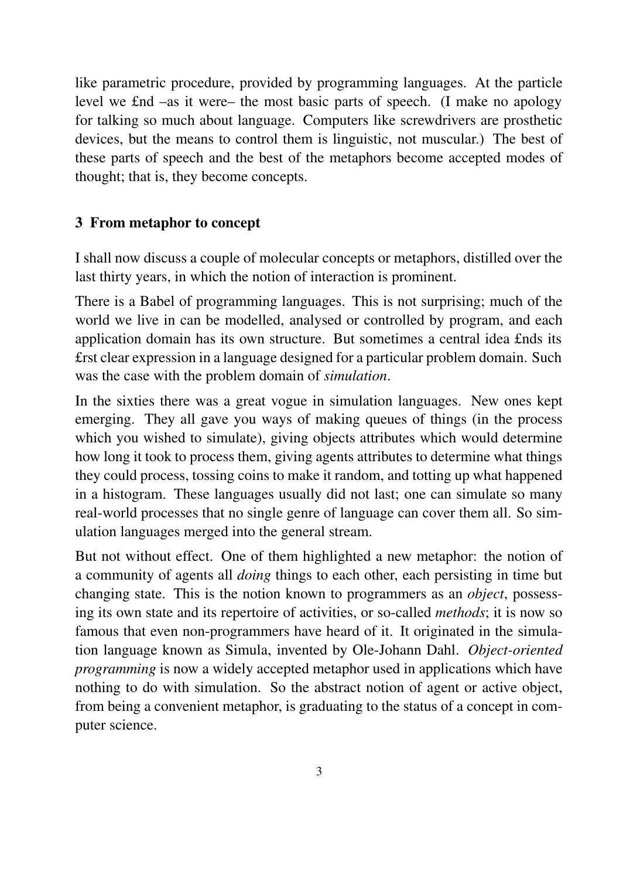like parametric procedure, provided by programming languages. At the particle level we £nd –as it were– the most basic parts of speech. (I make no apology for talking so much about language. Computers like screwdrivers are prosthetic devices, but the means to control them is linguistic, not muscular.) The best of these parts of speech and the best of the metaphors become accepted modes of thought; that is, they become concepts.

## 3 From metaphor to concept

I shall now discuss a couple of molecular concepts or metaphors, distilled over the last thirty years, in which the notion of interaction is prominent.

There is a Babel of programming languages. This is not surprising; much of the world we live in can be modelled, analysed or controlled by program, and each application domain has its own structure. But sometimes a central idea £nds its £rst clear expression in a language designed for a particular problem domain. Such was the case with the problem domain of *simulation*.

In the sixties there was a great vogue in simulation languages. New ones kept emerging. They all gave you ways of making queues of things (in the process which you wished to simulate), giving objects attributes which would determine how long it took to process them, giving agents attributes to determine what things they could process, tossing coins to make it random, and totting up what happened in a histogram. These languages usually did not last; one can simulate so many real-world processes that no single genre of language can cover them all. So simulation languages merged into the general stream.

But not without effect. One of them highlighted a new metaphor: the notion of a community of agents all *doing* things to each other, each persisting in time but changing state. This is the notion known to programmers as an *object*, possessing its own state and its repertoire of activities, or so-called *methods*; it is now so famous that even non-programmers have heard of it. It originated in the simulation language known as Simula, invented by Ole-Johann Dahl. *Object-oriented programming* is now a widely accepted metaphor used in applications which have nothing to do with simulation. So the abstract notion of agent or active object, from being a convenient metaphor, is graduating to the status of a concept in computer science.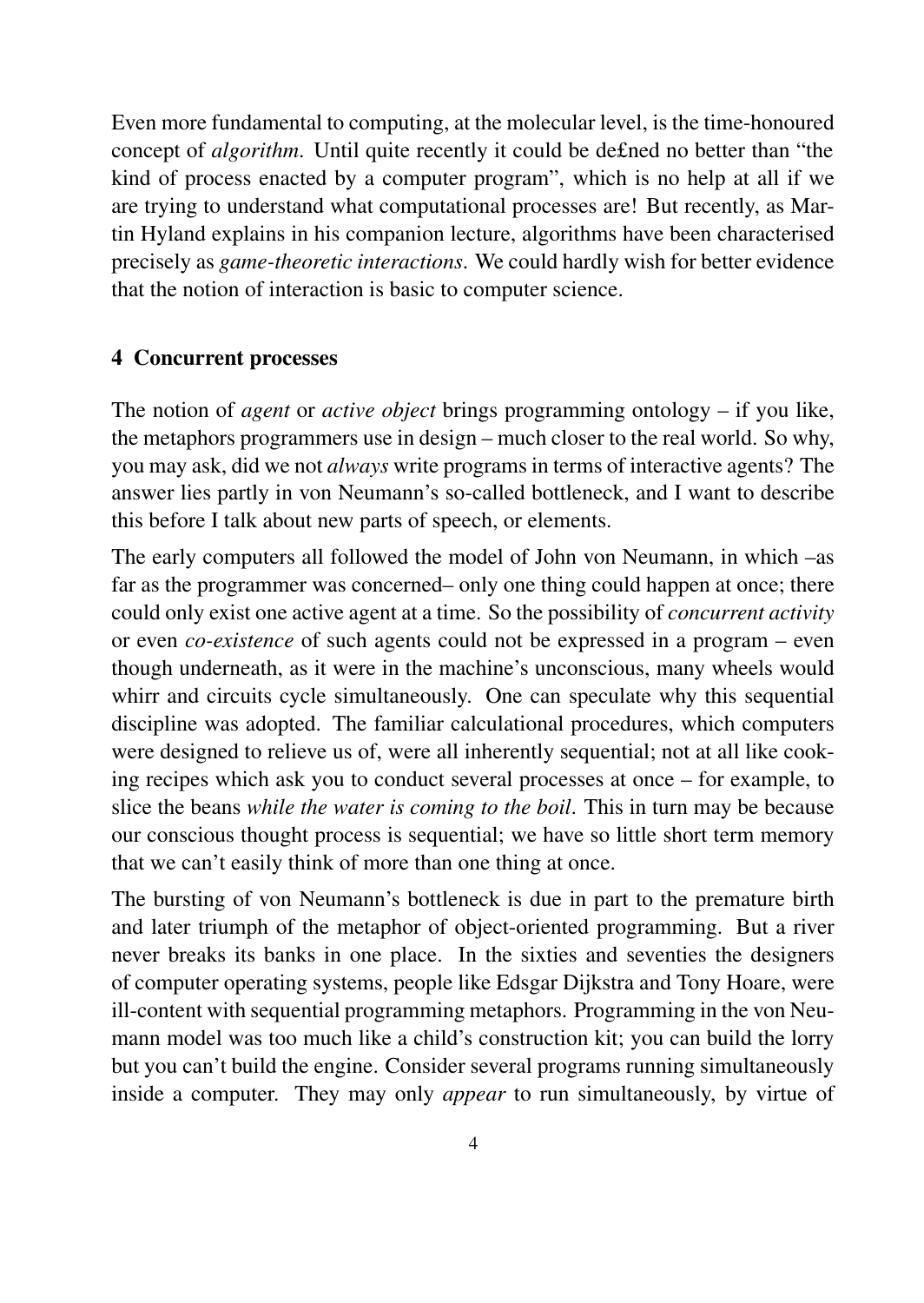Even more fundamental to computing, at the molecular level, is the time-honoured concept of *algorithm*. Until quite recently it could be de£ned no better than "the kind of process enacted by a computer program", which is no help at all if we are trying to understand what computational processes are! But recently, as Martin Hyland explains in his companion lecture, algorithms have been characterised precisely as *game-theoretic interactions*. We could hardly wish for better evidence that the notion of interaction is basic to computer science.

## 4 Concurrent processes

The notion of *agent* or *active object* brings programming ontology – if you like, the metaphors programmers use in design – much closer to the real world. So why, you may ask, did we not *always* write programs in terms of interactive agents? The answer lies partly in von Neumann's so-called bottleneck, and I want to describe this before I talk about new parts of speech, or elements.

The early computers all followed the model of John von Neumann, in which –as far as the programmer was concerned– only one thing could happen at once; there could only exist one active agent at a time. So the possibility of *concurrent activity* or even *co-existence* of such agents could not be expressed in a program – even though underneath, as it were in the machine's unconscious, many wheels would whirr and circuits cycle simultaneously. One can speculate why this sequential discipline was adopted. The familiar calculational procedures, which computers were designed to relieve us of, were all inherently sequential; not at all like cooking recipes which ask you to conduct several processes at once – for example, to slice the beans *while the water is coming to the boil*. This in turn may be because our conscious thought process is sequential; we have so little short term memory that we can't easily think of more than one thing at once.

The bursting of von Neumann's bottleneck is due in part to the premature birth and later triumph of the metaphor of object-oriented programming. But a river never breaks its banks in one place. In the sixties and seventies the designers of computer operating systems, people like Edsgar Dijkstra and Tony Hoare, were ill-content with sequential programming metaphors. Programming in the von Neumann model was too much like a child's construction kit; you can build the lorry but you can't build the engine. Consider several programs running simultaneously inside a computer. They may only *appear* to run simultaneously, by virtue of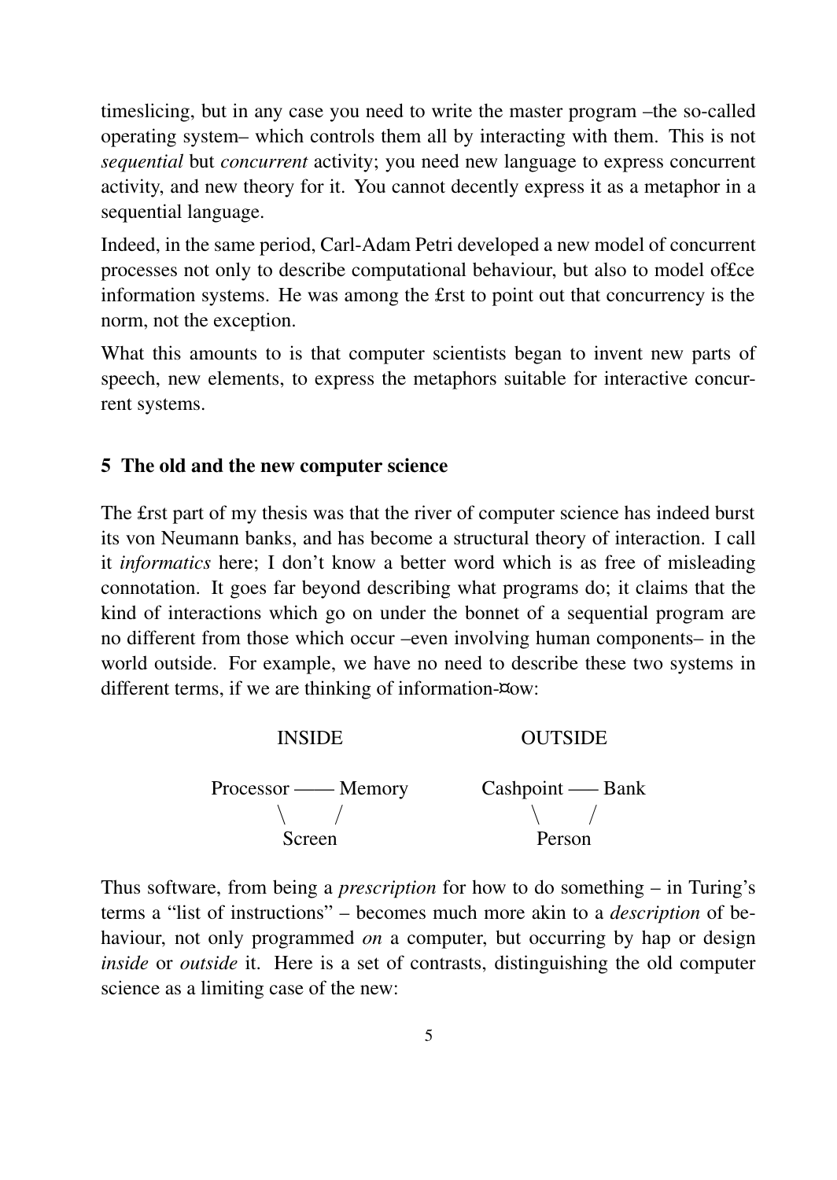timeslicing, but in any case you need to write the master program –the so-called operating system– which controls them all by interacting with them. This is not *sequential* but *concurrent* activity; you need new language to express concurrent activity, and new theory for it. You cannot decently express it as a metaphor in a sequential language.

Indeed, in the same period, Carl-Adam Petri developed a new model of concurrent processes not only to describe computational behaviour, but also to model of£ce information systems. He was among the £rst to point out that concurrency is the norm, not the exception.

What this amounts to is that computer scientists began to invent new parts of speech, new elements, to express the metaphors suitable for interactive concurrent systems.

## 5 The old and the new computer science

The £rst part of my thesis was that the river of computer science has indeed burst its von Neumann banks, and has become a structural theory of interaction. I call it *informatics* here; I don't know a better word which is as free of misleading connotation. It goes far beyond describing what programs do; it claims that the kind of interactions which go on under the bonnet of a sequential program are no different from those which occur –even involving human components– in the world outside. For example, we have no need to describe these two systems in different terms, if we are thinking of information-¤ow:

```
        INSIDE                          OUTSIDE

  Processor —— Memory           Cashpoint —— Bank
         \      /                       \      /
          Screen                         Person
```

Thus software, from being a *prescription* for how to do something – in Turing's terms a "list of instructions" – becomes much more akin to a *description* of behaviour, not only programmed *on* a computer, but occurring by hap or design *inside* or *outside* it. Here is a set of contrasts, distinguishing the old computer science as a limiting case of the new: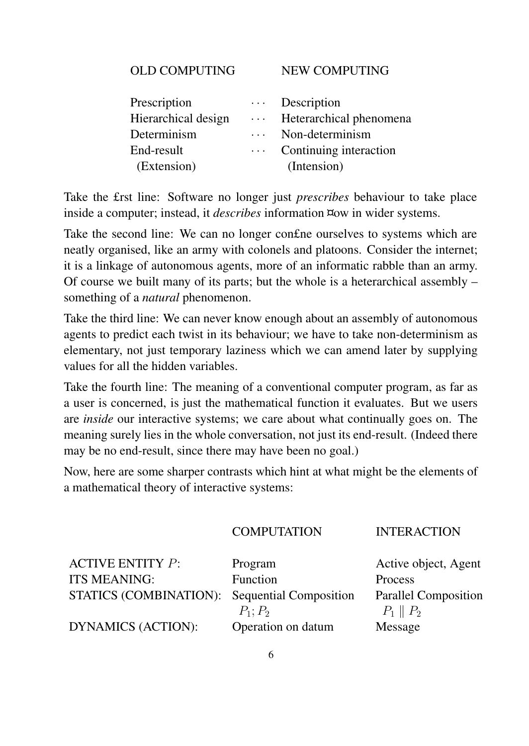| OLD COMPUTING | | NEW COMPUTING |
|---|---|---|
| Prescription | ··· | Description |
| Hierarchical design | ··· | Heterarchical phenomena |
| Determinism | ··· | Non-determinism |
| End-result | ··· | Continuing interaction |
| (Extension) | | (Intension) |

Take the first line: Software no longer just *prescribes* behaviour to take place inside a computer; instead, it *describes* information flow in wider systems.

Take the second line: We can no longer confine ourselves to systems which are neatly organised, like an army with colonels and platoons. Consider the internet; it is a linkage of autonomous agents, more of an informatic rabble than an army. Of course we built many of its parts; but the whole is a heterarchical assembly – something of a *natural* phenomenon.

Take the third line: We can never know enough about an assembly of autonomous agents to predict each twist in its behaviour; we have to take non-determinism as elementary, not just temporary laziness which we can amend later by supplying values for all the hidden variables.

Take the fourth line: The meaning of a conventional computer program, as far as a user is concerned, is just the mathematical function it evaluates. But we users are *inside* our interactive systems; we care about what continually goes on. The meaning surely lies in the whole conversation, not just its end-result. (Indeed there may be no end-result, since there may have been no goal.)

Now, here are some sharper contrasts which hint at what might be the elements of a mathematical theory of interactive systems:

| | COMPUTATION | INTERACTION |
|---|---|---|
| ACTIVE ENTITY $P$: | Program | Active object, Agent |
| ITS MEANING: | Function | Process |
| STATICS (COMBINATION): | Sequential Composition $P_1; P_2$ | Parallel Composition $P_1 \parallel P_2$ |
| DYNAMICS (ACTION): | Operation on datum | Message |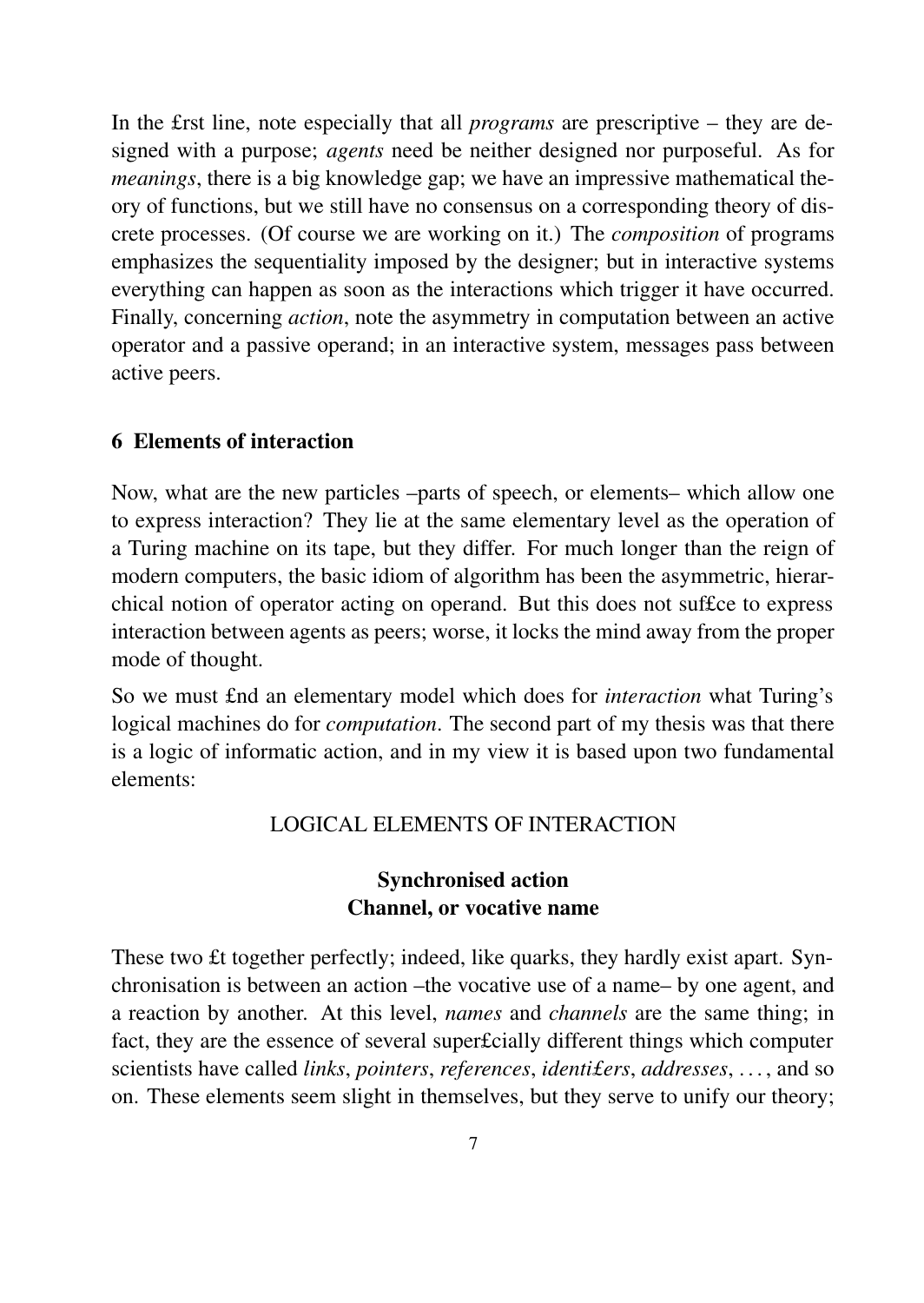In the £rst line, note especially that all *programs* are prescriptive – they are designed with a purpose; *agents* need be neither designed nor purposeful. As for *meanings*, there is a big knowledge gap; we have an impressive mathematical theory of functions, but we still have no consensus on a corresponding theory of discrete processes. (Of course we are working on it.) The *composition* of programs emphasizes the sequentiality imposed by the designer; but in interactive systems everything can happen as soon as the interactions which trigger it have occurred. Finally, concerning *action*, note the asymmetry in computation between an active operator and a passive operand; in an interactive system, messages pass between active peers.

## 6 Elements of interaction

Now, what are the new particles –parts of speech, or elements– which allow one to express interaction? They lie at the same elementary level as the operation of a Turing machine on its tape, but they differ. For much longer than the reign of modern computers, the basic idiom of algorithm has been the asymmetric, hierarchical notion of operator acting on operand. But this does not suf£ce to express interaction between agents as peers; worse, it locks the mind away from the proper mode of thought.

So we must £nd an elementary model which does for *interaction* what Turing's logical machines do for *computation*. The second part of my thesis was that there is a logic of informatic action, and in my view it is based upon two fundamental elements:

LOGICAL ELEMENTS OF INTERACTION

**Synchronised action**
**Channel, or vocative name**

These two £t together perfectly; indeed, like quarks, they hardly exist apart. Synchronisation is between an action –the vocative use of a name– by one agent, and a reaction by another. At this level, *names* and *channels* are the same thing; in fact, they are the essence of several super£cially different things which computer scientists have called *links*, *pointers*, *references*, *identi£ers*, *addresses*, . . . , and so on. These elements seem slight in themselves, but they serve to unify our theory;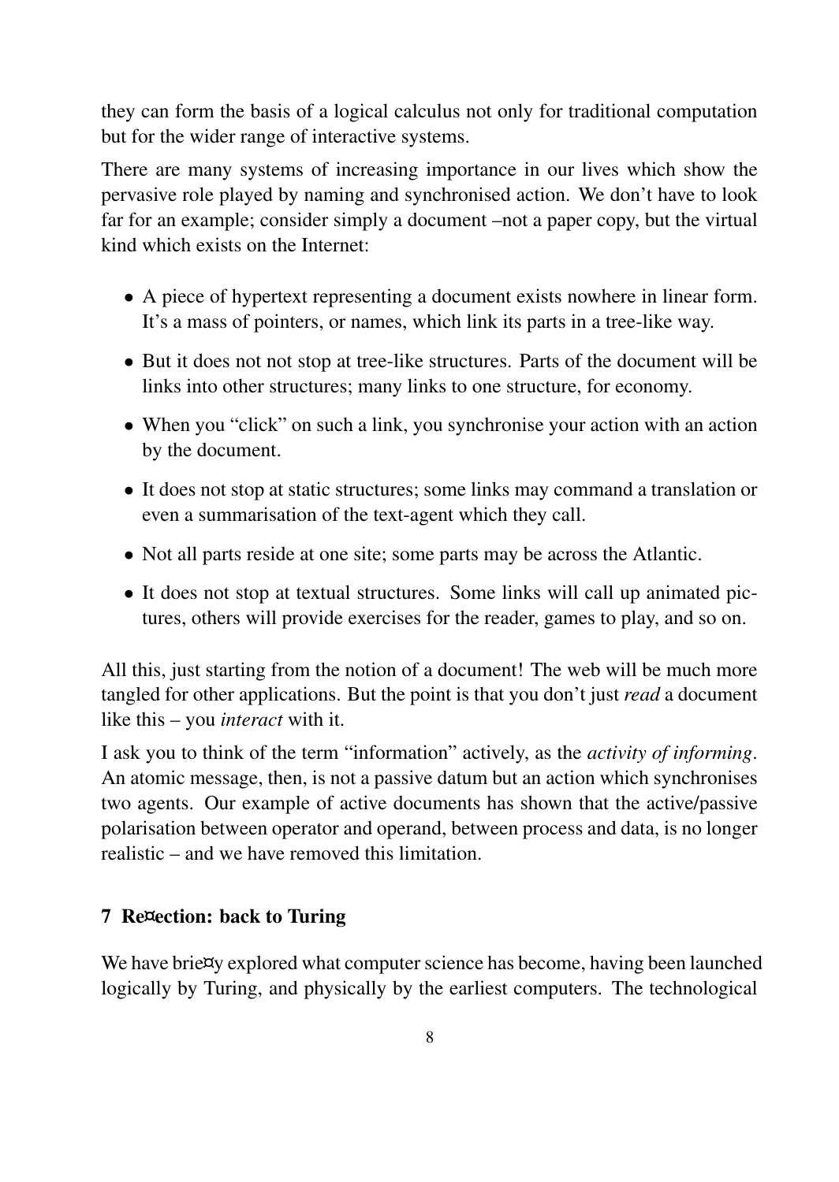they can form the basis of a logical calculus not only for traditional computation but for the wider range of interactive systems.

There are many systems of increasing importance in our lives which show the pervasive role played by naming and synchronised action. We don't have to look far for an example; consider simply a document –not a paper copy, but the virtual kind which exists on the Internet:

- A piece of hypertext representing a document exists nowhere in linear form. It's a mass of pointers, or names, which link its parts in a tree-like way.
- But it does not not stop at tree-like structures. Parts of the document will be links into other structures; many links to one structure, for economy.
- When you "click" on such a link, you synchronise your action with an action by the document.
- It does not stop at static structures; some links may command a translation or even a summarisation of the text-agent which they call.
- Not all parts reside at one site; some parts may be across the Atlantic.
- It does not stop at textual structures. Some links will call up animated pictures, others will provide exercises for the reader, games to play, and so on.

All this, just starting from the notion of a document! The web will be much more tangled for other applications. But the point is that you don't just *read* a document like this – you *interact* with it.

I ask you to think of the term "information" actively, as the *activity of informing*. An atomic message, then, is not a passive datum but an action which synchronises two agents. Our example of active documents has shown that the active/passive polarisation between operator and operand, between process and data, is no longer realistic – and we have removed this limitation.

## 7 Reflection: back to Turing

We have briefly explored what computer science has become, having been launched logically by Turing, and physically by the earliest computers. The technological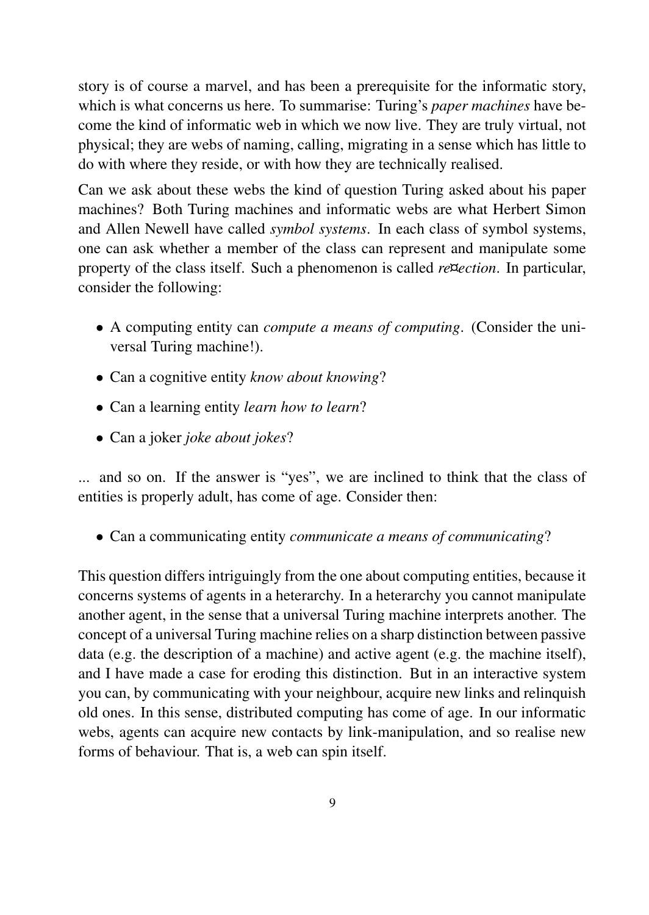story is of course a marvel, and has been a prerequisite for the informatic story, which is what concerns us here. To summarise: Turing's *paper machines* have become the kind of informatic web in which we now live. They are truly virtual, not physical; they are webs of naming, calling, migrating in a sense which has little to do with where they reside, or with how they are technically realised.

Can we ask about these webs the kind of question Turing asked about his paper machines? Both Turing machines and informatic webs are what Herbert Simon and Allen Newell have called *symbol systems*. In each class of symbol systems, one can ask whether a member of the class can represent and manipulate some property of the class itself. Such a phenomenon is called *re¤ection*. In particular, consider the following:

- A computing entity can *compute a means of computing*. (Consider the universal Turing machine!).
- Can a cognitive entity *know about knowing*?
- Can a learning entity *learn how to learn*?
- Can a joker *joke about jokes*?

... and so on. If the answer is "yes", we are inclined to think that the class of entities is properly adult, has come of age. Consider then:

- Can a communicating entity *communicate a means of communicating*?

This question differs intriguingly from the one about computing entities, because it concerns systems of agents in a heterarchy. In a heterarchy you cannot manipulate another agent, in the sense that a universal Turing machine interprets another. The concept of a universal Turing machine relies on a sharp distinction between passive data (e.g. the description of a machine) and active agent (e.g. the machine itself), and I have made a case for eroding this distinction. But in an interactive system you can, by communicating with your neighbour, acquire new links and relinquish old ones. In this sense, distributed computing has come of age. In our informatic webs, agents can acquire new contacts by link-manipulation, and so realise new forms of behaviour. That is, a web can spin itself.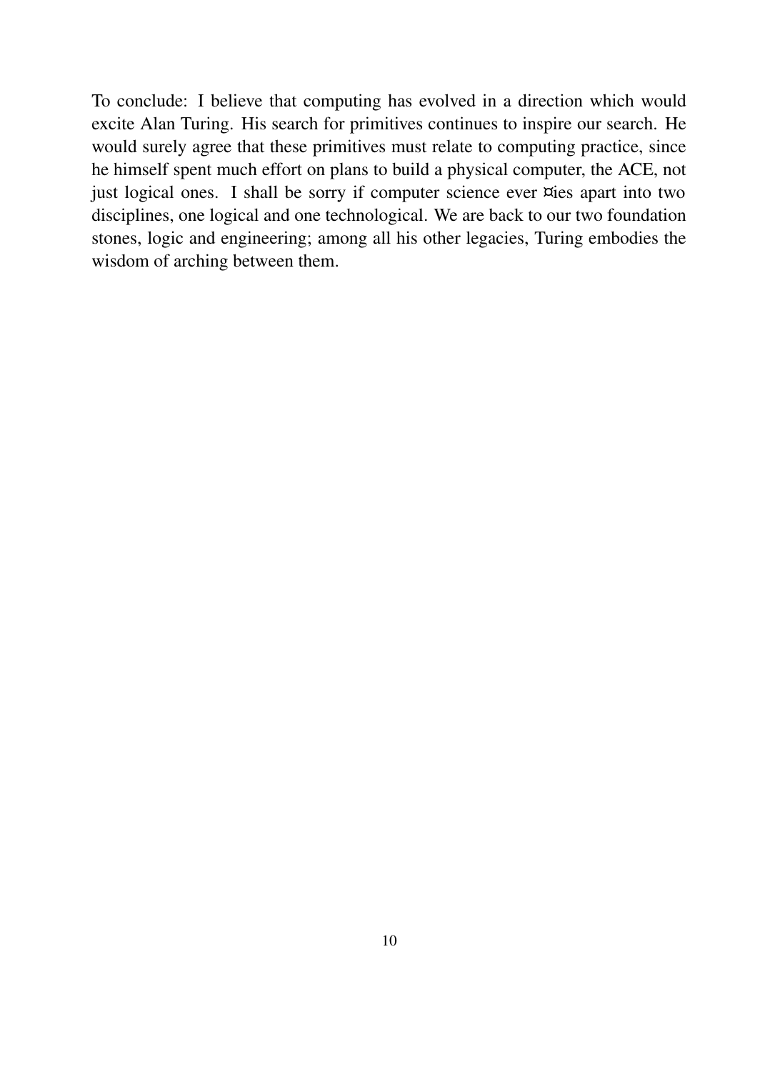To conclude: I believe that computing has evolved in a direction which would excite Alan Turing. His search for primitives continues to inspire our search. He would surely agree that these primitives must relate to computing practice, since he himself spent much effort on plans to build a physical computer, the ACE, not just logical ones. I shall be sorry if computer science ever flies apart into two disciplines, one logical and one technological. We are back to our two foundation stones, logic and engineering; among all his other legacies, Turing embodies the wisdom of arching between them.